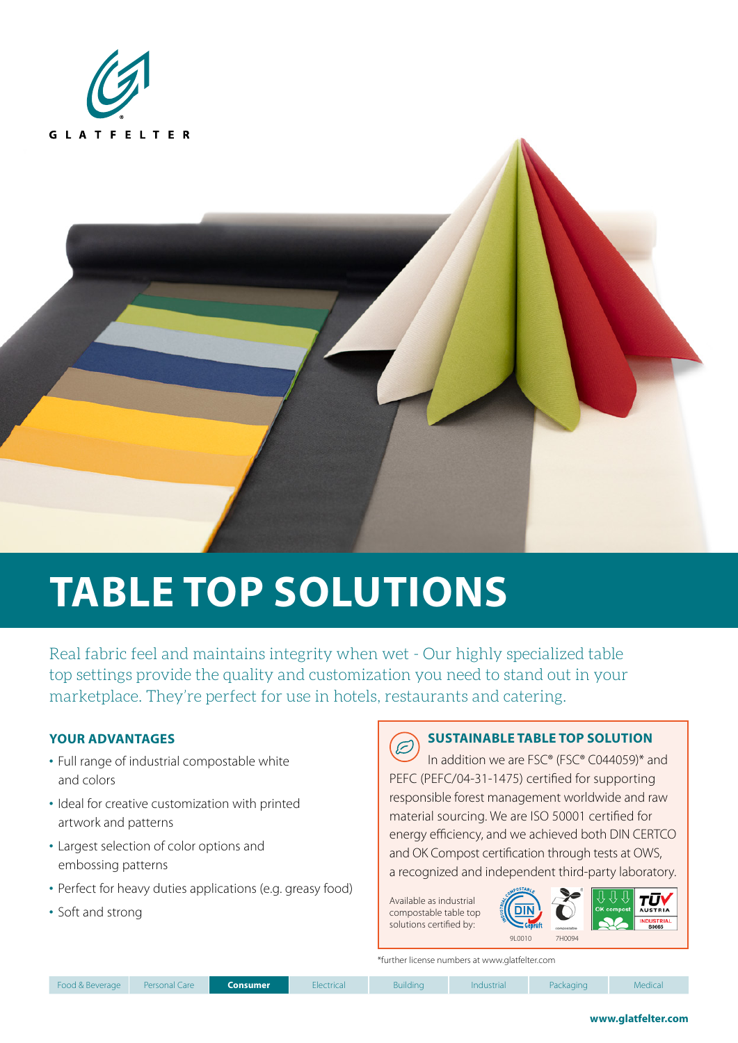GLATFELTER

# TABLE TOP SOLUTIONS

Real fabric feel and maintains integrity when wet - Our highly specialized table top settings provide the quality and customization you need to stand out in your marketplace. They're perfect for use in hotels, restaurants and catering.

## YOUR ADVANTAGES

- Full range of industrial compostable white and colors
- Ideal for creative customization with printed artwork and patterns
- Largest selection of color options and embossing patterns
- Perfect for heavy duties applications (e.g. greasy food)
- Soft and strong

## SUSTAINABLE TABLE TOP SOLUTION

In addition we are FSC® (FSC® C044059)* and PEFC (PEFC/04-31-1475) certified for supporting responsible forest management worldwide and raw material sourcing. We are ISO 50001 certified for energy efficiency, and we achieved both DIN CERTCO and OK Compost certification through tests at OWS, a recognized and independent third-party laboratory.

Available as industrial compostable table top solutions certified by:

9L0010 7H0094

OK compost INDUSTRIAL S0665

*further license numbers at www.glatfelter.com

Food & Beverage | Personal Care | **Consumer** | Electrical | Building | Industrial | Packaging | Medical

**www.glatfelter.com**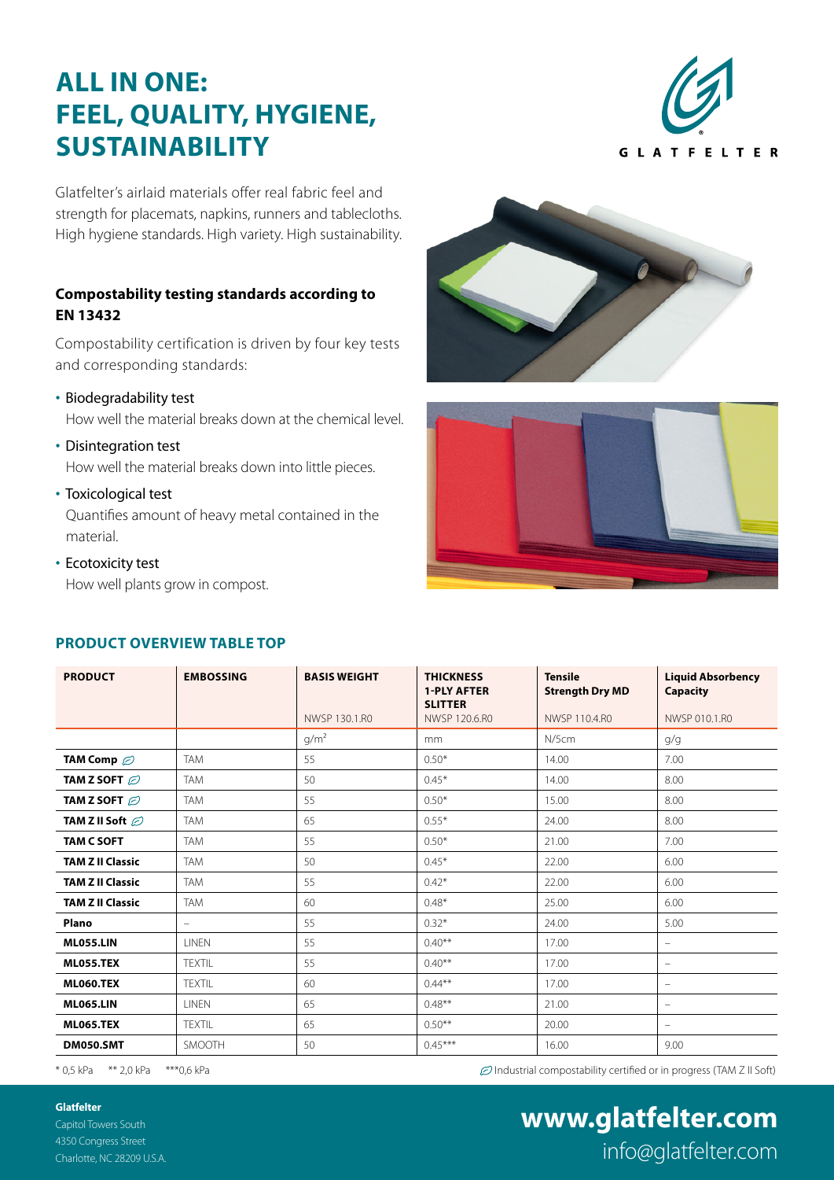# ALL IN ONE: FEEL, QUALITY, HYGIENE, SUSTAINABILITY

GLATFELTER

Glatfelter's airlaid materials offer real fabric feel and strength for placemats, napkins, runners and tablecloths. High hygiene standards. High variety. High sustainability.

### Compostability testing standards according to EN 13432

Compostability certification is driven by four key tests and corresponding standards:

- Biodegradability test
  How well the material breaks down at the chemical level.
- Disintegration test
  How well the material breaks down into little pieces.
- Toxicological test
  Quantifies amount of heavy metal contained in the material.
- Ecotoxicity test
  How well plants grow in compost.

## PRODUCT OVERVIEW TABLE TOP

| PRODUCT | EMBOSSING | BASIS WEIGHT NWSP 130.1.R0 | THICKNESS 1-PLY AFTER SLITTER NWSP 120.6.R0 | Tensile Strength Dry MD NWSP 110.4.R0 | Liquid Absorbency Capacity NWSP 010.1.R0 |
|---|---|---|---|---|---|
| | | g/m² | mm | N/5cm | g/g |
| **TAM Comp** 🍃 | TAM | 55 | 0.50* | 14.00 | 7.00 |
| **TAM Z SOFT** 🍃 | TAM | 50 | 0.45* | 14.00 | 8.00 |
| **TAM Z SOFT** 🍃 | TAM | 55 | 0.50* | 15.00 | 8.00 |
| **TAM Z II Soft** 🍃 | TAM | 65 | 0.55* | 24.00 | 8.00 |
| **TAM C SOFT** | TAM | 55 | 0.50* | 21.00 | 7.00 |
| **TAM Z II Classic** | TAM | 50 | 0.45* | 22.00 | 6.00 |
| **TAM Z II Classic** | TAM | 55 | 0.42* | 22.00 | 6.00 |
| **TAM Z II Classic** | TAM | 60 | 0.48* | 25.00 | 6.00 |
| **Plano** | – | 55 | 0.32* | 24.00 | 5.00 |
| **ML055.LIN** | LINEN | 55 | 0.40** | 17.00 | – |
| **ML055.TEX** | TEXTIL | 55 | 0.40** | 17.00 | – |
| **ML060.TEX** | TEXTIL | 60 | 0.44** | 17.00 | – |
| **ML065.LIN** | LINEN | 65 | 0.48** | 21.00 | – |
| **ML065.TEX** | TEXTIL | 65 | 0.50** | 20.00 | – |
| **DM050.SMT** | SMOOTH | 50 | 0.45*** | 16.00 | 9.00 |

\* 0,5 kPa  ** 2,0 kPa  ***0,6 kPa

🍃 Industrial compostability certified or in progress (TAM Z II Soft)

**Glatfelter**
Capitol Towers South
4350 Congress Street
Charlotte, NC 28209 U.S.A.

**www.glatfelter.com**
info@glatfelter.com